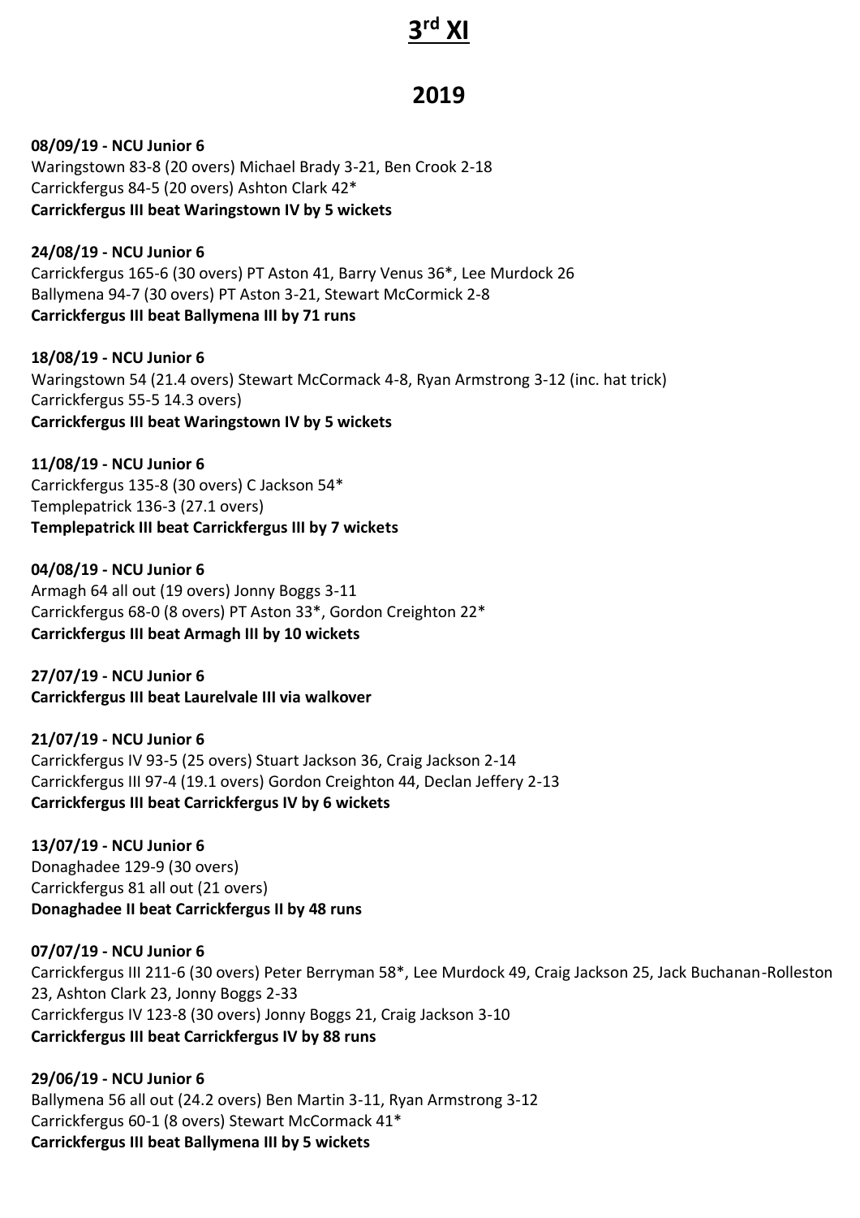# 3rd XI

## 2019

**08/09/19 - NCU Junior 6**
Waringstown 83-8 (20 overs) Michael Brady 3-21, Ben Crook 2-18
Carrickfergus 84-5 (20 overs) Ashton Clark 42*
**Carrickfergus III beat Waringstown IV by 5 wickets**

**24/08/19 - NCU Junior 6**
Carrickfergus 165-6 (30 overs) PT Aston 41, Barry Venus 36*, Lee Murdock 26
Ballymena 94-7 (30 overs) PT Aston 3-21, Stewart McCormick 2-8
**Carrickfergus III beat Ballymena III by 71 runs**

**18/08/19 - NCU Junior 6**
Waringstown 54 (21.4 overs) Stewart McCormack 4-8, Ryan Armstrong 3-12 (inc. hat trick)
Carrickfergus 55-5 14.3 overs)
**Carrickfergus III beat Waringstown IV by 5 wickets**

**11/08/19 - NCU Junior 6**
Carrickfergus 135-8 (30 overs) C Jackson 54*
Templepatrick 136-3 (27.1 overs)
**Templepatrick III beat Carrickfergus III by 7 wickets**

**04/08/19 - NCU Junior 6**
Armagh 64 all out (19 overs) Jonny Boggs 3-11
Carrickfergus 68-0 (8 overs) PT Aston 33*, Gordon Creighton 22*
**Carrickfergus III beat Armagh III by 10 wickets**

**27/07/19 - NCU Junior 6**
**Carrickfergus III beat Laurelvale III via walkover**

**21/07/19 - NCU Junior 6**
Carrickfergus IV 93-5 (25 overs) Stuart Jackson 36, Craig Jackson 2-14
Carrickfergus III 97-4 (19.1 overs) Gordon Creighton 44, Declan Jeffery 2-13
**Carrickfergus III beat Carrickfergus IV by 6 wickets**

**13/07/19 - NCU Junior 6**
Donaghadee 129-9 (30 overs)
Carrickfergus 81 all out (21 overs)
**Donaghadee II beat Carrickfergus II by 48 runs**

**07/07/19 - NCU Junior 6**
Carrickfergus III 211-6 (30 overs) Peter Berryman 58*, Lee Murdock 49, Craig Jackson 25, Jack Buchanan-Rolleston 23, Ashton Clark 23, Jonny Boggs 2-33
Carrickfergus IV 123-8 (30 overs) Jonny Boggs 21, Craig Jackson 3-10
**Carrickfergus III beat Carrickfergus IV by 88 runs**

**29/06/19 - NCU Junior 6**
Ballymena 56 all out (24.2 overs) Ben Martin 3-11, Ryan Armstrong 3-12
Carrickfergus 60-1 (8 overs) Stewart McCormack 41*
**Carrickfergus III beat Ballymena III by 5 wickets**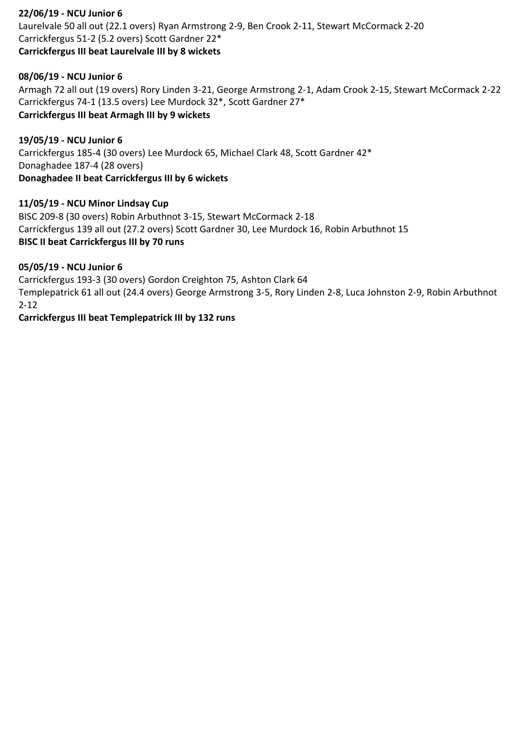**22/06/19 - NCU Junior 6**

Laurelvale 50 all out (22.1 overs) Ryan Armstrong 2-9, Ben Crook 2-11, Stewart McCormack 2-20
Carrickfergus 51-2 (5.2 overs) Scott Gardner 22*
**Carrickfergus III beat Laurelvale III by 8 wickets**

**08/06/19 - NCU Junior 6**

Armagh 72 all out (19 overs) Rory Linden 3-21, George Armstrong 2-1, Adam Crook 2-15, Stewart McCormack 2-22
Carrickfergus 74-1 (13.5 overs) Lee Murdock 32*, Scott Gardner 27*
**Carrickfergus III beat Armagh III by 9 wickets**

**19/05/19 - NCU Junior 6**

Carrickfergus 185-4 (30 overs) Lee Murdock 65, Michael Clark 48, Scott Gardner 42*
Donaghadee 187-4 (28 overs)
**Donaghadee II beat Carrickfergus III by 6 wickets**

**11/05/19 - NCU Minor Lindsay Cup**

BISC 209-8 (30 overs) Robin Arbuthnot 3-15, Stewart McCormack 2-18
Carrickfergus 139 all out (27.2 overs) Scott Gardner 30, Lee Murdock 16, Robin Arbuthnot 15
**BISC II beat Carrickfergus III by 70 runs**

**05/05/19 - NCU Junior 6**

Carrickfergus 193-3 (30 overs) Gordon Creighton 75, Ashton Clark 64
Templepatrick 61 all out (24.4 overs) George Armstrong 3-5, Rory Linden 2-8, Luca Johnston 2-9, Robin Arbuthnot 2-12
**Carrickfergus III beat Templepatrick III by 132 runs**